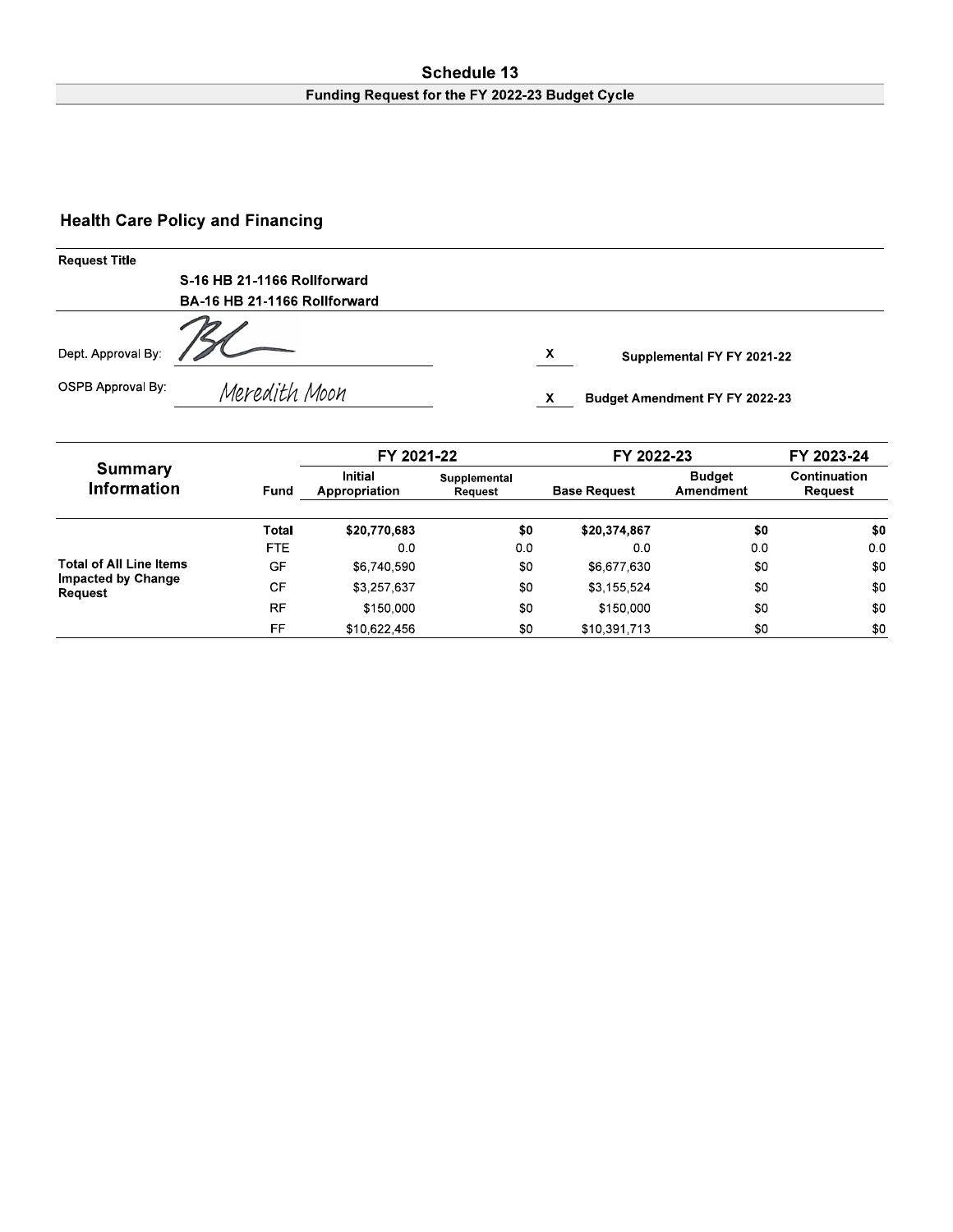# Schedule 13

## Funding Request for the FY 2022-23 Budget Cycle

## Health Care Policy and Financing

**Request Title**

**S-16 HB 21-1166 Rollforward**
**BA-16 HB 21-1166 Rollforward**

Dept. Approval By: BL

OSPB Approval By: Meredith Moon

X Supplemental FY FY 2021-22

X Budget Amendment FY FY 2022-23

| Summary Information | Fund | FY 2021-22 | | FY 2022-23 | | FY 2023-24 |
|---|---|---|---|---|---|---|
| | | Initial Appropriation | Supplemental Request | Base Request | Budget Amendment | Continuation Request |
| Total of All Line Items Impacted by Change Request | **Total** | **$20,770,683** | **$0** | **$20,374,867** | **$0** | **$0** |
| | FTE | 0.0 | 0.0 | 0.0 | 0.0 | 0.0 |
| | GF | $6,740,590 | $0 | $6,677,630 | $0 | $0 |
| | CF | $3,257,637 | $0 | $3,155,524 | $0 | $0 |
| | RF | $150,000 | $0 | $150,000 | $0 | $0 |
| | FF | $10,622,456 | $0 | $10,391,713 | $0 | $0 |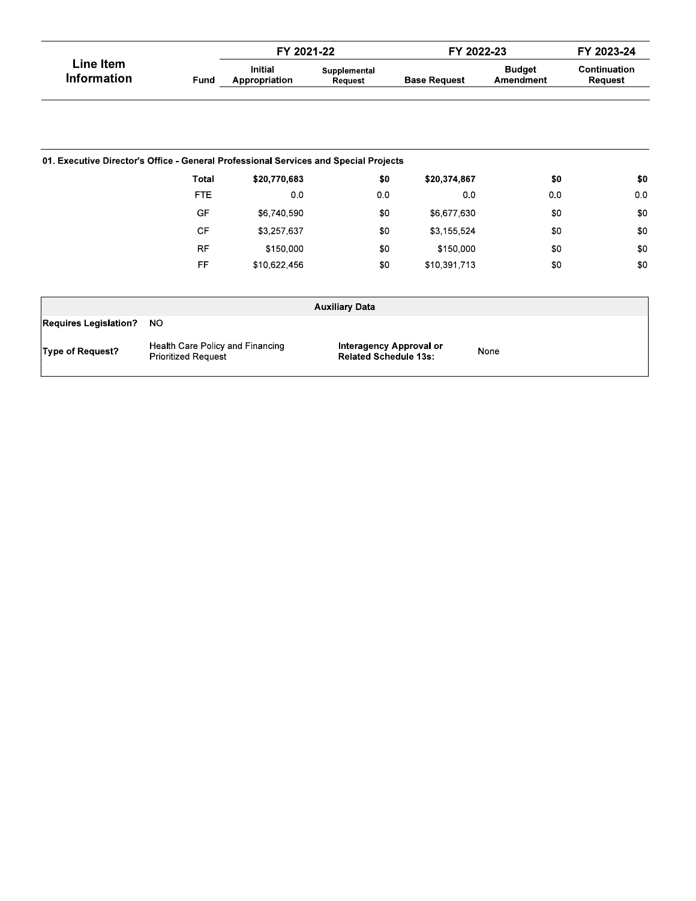| Line Item Information | Fund | FY 2021-22 | | FY 2022-23 | | FY 2023-24 |
|---|---|---|---|---|---|---|
| | | Initial Appropriation | Supplemental Request | Base Request | Budget Amendment | Continuation Request |
| **01. Executive Director's Office - General Professional Services and Special Projects** | | | | | | |
| | **Total** | **$20,770,683** | **$0** | **$20,374,867** | **$0** | **$0** |
| | FTE | 0.0 | 0.0 | 0.0 | 0.0 | 0.0 |
| | GF | $6,740,590 | $0 | $6,677,630 | $0 | $0 |
| | CF | $3,257,637 | $0 | $3,155,524 | $0 | $0 |
| | RF | $150,000 | $0 | $150,000 | $0 | $0 |
| | FF | $10,622,456 | $0 | $10,391,713 | $0 | $0 |

| Auxiliary Data | | | |
|---|---|---|---|
| **Requires Legislation?** | NO | | |
| **Type of Request?** | Health Care Policy and Financing Prioritized Request | **Interagency Approval or Related Schedule 13s:** | None |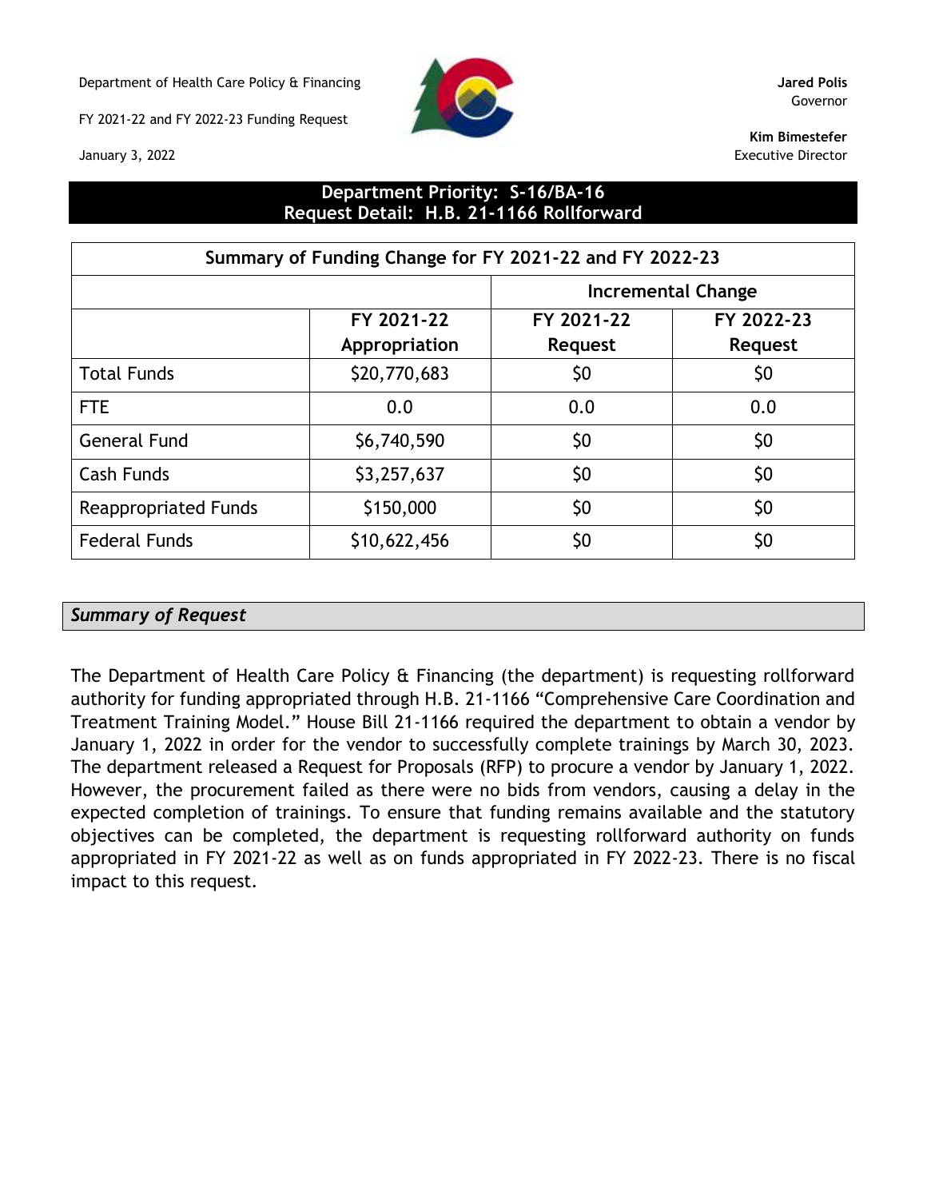Department of Health Care Policy & Financing

FY 2021-22 and FY 2022-23 Funding Request

January 3, 2022

**Jared Polis**
Governor

**Kim Bimestefer**
Executive Director

## Department Priority: S-16/BA-16
## Request Detail: H.B. 21-1166 Rollforward

| Summary of Funding Change for FY 2021-22 and FY 2022-23 | | | |
|---|---|---|---|
| | | Incremental Change | |
| | FY 2021-22 Appropriation | FY 2021-22 Request | FY 2022-23 Request |
| Total Funds | $20,770,683 | $0 | $0 |
| FTE | 0.0 | 0.0 | 0.0 |
| General Fund | $6,740,590 | $0 | $0 |
| Cash Funds | $3,257,637 | $0 | $0 |
| Reappropriated Funds | $150,000 | $0 | $0 |
| Federal Funds | $10,622,456 | $0 | $0 |

### *Summary of Request*

The Department of Health Care Policy & Financing (the department) is requesting rollforward authority for funding appropriated through H.B. 21-1166 "Comprehensive Care Coordination and Treatment Training Model." House Bill 21-1166 required the department to obtain a vendor by January 1, 2022 in order for the vendor to successfully complete trainings by March 30, 2023. The department released a Request for Proposals (RFP) to procure a vendor by January 1, 2022. However, the procurement failed as there were no bids from vendors, causing a delay in the expected completion of trainings. To ensure that funding remains available and the statutory objectives can be completed, the department is requesting rollforward authority on funds appropriated in FY 2021-22 as well as on funds appropriated in FY 2022-23. There is no fiscal impact to this request.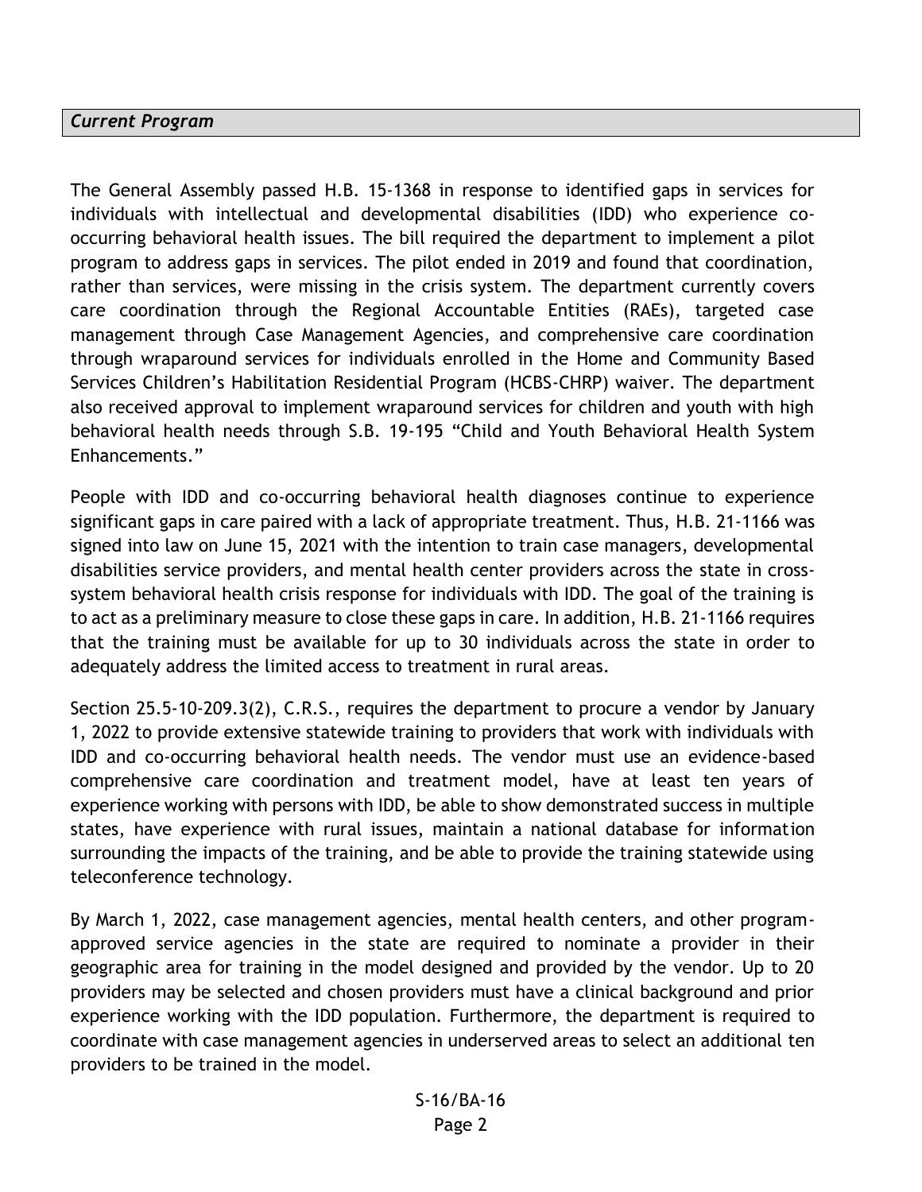## *Current Program*

The General Assembly passed H.B. 15-1368 in response to identified gaps in services for individuals with intellectual and developmental disabilities (IDD) who experience co-occurring behavioral health issues. The bill required the department to implement a pilot program to address gaps in services. The pilot ended in 2019 and found that coordination, rather than services, were missing in the crisis system. The department currently covers care coordination through the Regional Accountable Entities (RAEs), targeted case management through Case Management Agencies, and comprehensive care coordination through wraparound services for individuals enrolled in the Home and Community Based Services Children's Habilitation Residential Program (HCBS-CHRP) waiver. The department also received approval to implement wraparound services for children and youth with high behavioral health needs through S.B. 19-195 "Child and Youth Behavioral Health System Enhancements."

People with IDD and co-occurring behavioral health diagnoses continue to experience significant gaps in care paired with a lack of appropriate treatment. Thus, H.B. 21-1166 was signed into law on June 15, 2021 with the intention to train case managers, developmental disabilities service providers, and mental health center providers across the state in cross-system behavioral health crisis response for individuals with IDD. The goal of the training is to act as a preliminary measure to close these gaps in care. In addition, H.B. 21-1166 requires that the training must be available for up to 30 individuals across the state in order to adequately address the limited access to treatment in rural areas.

Section 25.5-10-209.3(2), C.R.S., requires the department to procure a vendor by January 1, 2022 to provide extensive statewide training to providers that work with individuals with IDD and co-occurring behavioral health needs. The vendor must use an evidence-based comprehensive care coordination and treatment model, have at least ten years of experience working with persons with IDD, be able to show demonstrated success in multiple states, have experience with rural issues, maintain a national database for information surrounding the impacts of the training, and be able to provide the training statewide using teleconference technology.

By March 1, 2022, case management agencies, mental health centers, and other program-approved service agencies in the state are required to nominate a provider in their geographic area for training in the model designed and provided by the vendor. Up to 20 providers may be selected and chosen providers must have a clinical background and prior experience working with the IDD population. Furthermore, the department is required to coordinate with case management agencies in underserved areas to select an additional ten providers to be trained in the model.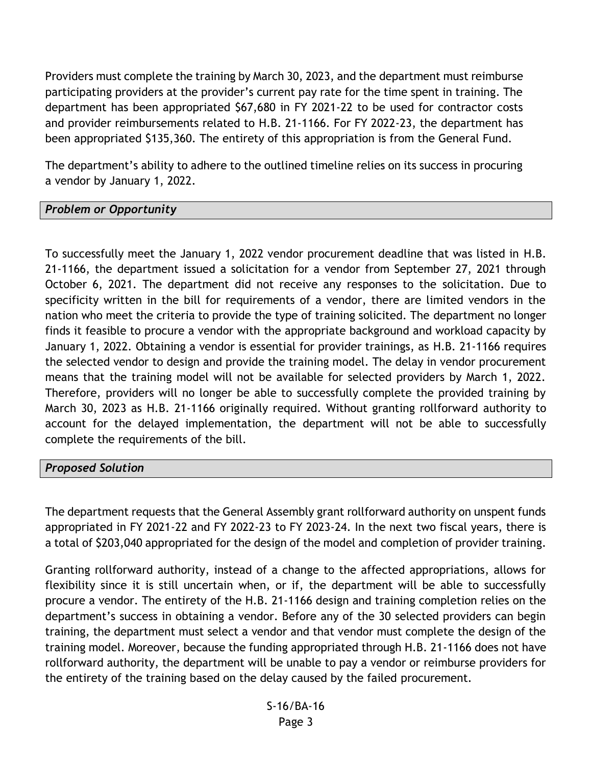Providers must complete the training by March 30, 2023, and the department must reimburse participating providers at the provider's current pay rate for the time spent in training. The department has been appropriated $67,680 in FY 2021-22 to be used for contractor costs and provider reimbursements related to H.B. 21-1166. For FY 2022-23, the department has been appropriated $135,360. The entirety of this appropriation is from the General Fund.

The department's ability to adhere to the outlined timeline relies on its success in procuring a vendor by January 1, 2022.

### *Problem or Opportunity*

To successfully meet the January 1, 2022 vendor procurement deadline that was listed in H.B. 21-1166, the department issued a solicitation for a vendor from September 27, 2021 through October 6, 2021. The department did not receive any responses to the solicitation. Due to specificity written in the bill for requirements of a vendor, there are limited vendors in the nation who meet the criteria to provide the type of training solicited. The department no longer finds it feasible to procure a vendor with the appropriate background and workload capacity by January 1, 2022. Obtaining a vendor is essential for provider trainings, as H.B. 21-1166 requires the selected vendor to design and provide the training model. The delay in vendor procurement means that the training model will not be available for selected providers by March 1, 2022. Therefore, providers will no longer be able to successfully complete the provided training by March 30, 2023 as H.B. 21-1166 originally required. Without granting rollforward authority to account for the delayed implementation, the department will not be able to successfully complete the requirements of the bill.

### *Proposed Solution*

The department requests that the General Assembly grant rollforward authority on unspent funds appropriated in FY 2021-22 and FY 2022-23 to FY 2023-24. In the next two fiscal years, there is a total of $203,040 appropriated for the design of the model and completion of provider training.

Granting rollforward authority, instead of a change to the affected appropriations, allows for flexibility since it is still uncertain when, or if, the department will be able to successfully procure a vendor. The entirety of the H.B. 21-1166 design and training completion relies on the department's success in obtaining a vendor. Before any of the 30 selected providers can begin training, the department must select a vendor and that vendor must complete the design of the training model. Moreover, because the funding appropriated through H.B. 21-1166 does not have rollforward authority, the department will be unable to pay a vendor or reimburse providers for the entirety of the training based on the delay caused by the failed procurement.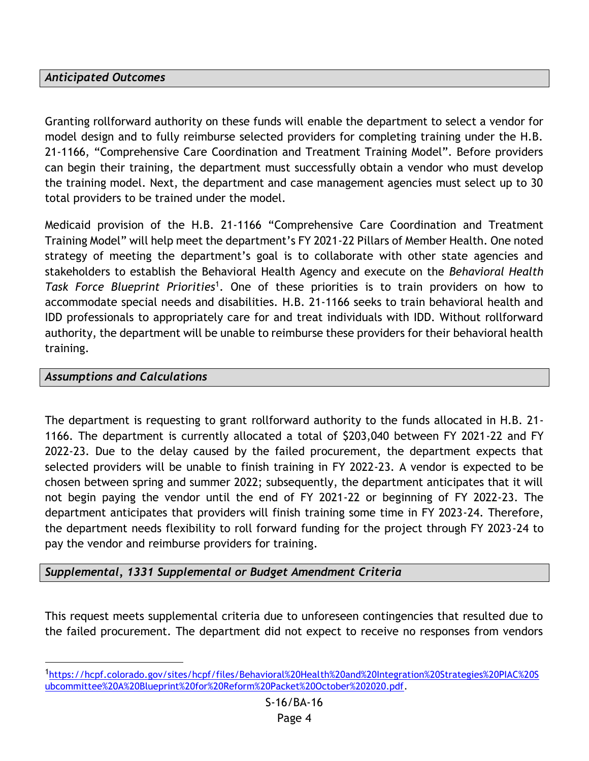### *Anticipated Outcomes*

Granting rollforward authority on these funds will enable the department to select a vendor for model design and to fully reimburse selected providers for completing training under the H.B. 21-1166, "Comprehensive Care Coordination and Treatment Training Model". Before providers can begin their training, the department must successfully obtain a vendor who must develop the training model. Next, the department and case management agencies must select up to 30 total providers to be trained under the model.

Medicaid provision of the H.B. 21-1166 "Comprehensive Care Coordination and Treatment Training Model" will help meet the department's FY 2021-22 Pillars of Member Health. One noted strategy of meeting the department's goal is to collaborate with other state agencies and stakeholders to establish the Behavioral Health Agency and execute on the *Behavioral Health Task Force Blueprint Priorities*[1]. One of these priorities is to train providers on how to accommodate special needs and disabilities. H.B. 21-1166 seeks to train behavioral health and IDD professionals to appropriately care for and treat individuals with IDD. Without rollforward authority, the department will be unable to reimburse these providers for their behavioral health training.

### *Assumptions and Calculations*

The department is requesting to grant rollforward authority to the funds allocated in H.B. 21-1166. The department is currently allocated a total of $203,040 between FY 2021-22 and FY 2022-23. Due to the delay caused by the failed procurement, the department expects that selected providers will be unable to finish training in FY 2022-23. A vendor is expected to be chosen between spring and summer 2022; subsequently, the department anticipates that it will not begin paying the vendor until the end of FY 2021-22 or beginning of FY 2022-23. The department anticipates that providers will finish training some time in FY 2023-24. Therefore, the department needs flexibility to roll forward funding for the project through FY 2023-24 to pay the vendor and reimburse providers for training.

### *Supplemental, 1331 Supplemental or Budget Amendment Criteria*

This request meets supplemental criteria due to unforeseen contingencies that resulted due to the failed procurement. The department did not expect to receive no responses from vendors

[1] https://hcpf.colorado.gov/sites/hcpf/files/Behavioral%20Health%20and%20Integration%20Strategies%20PIAC%20Subcommittee%20A%20Blueprint%20for%20Reform%20Packet%20October%202020.pdf.

S-16/BA-16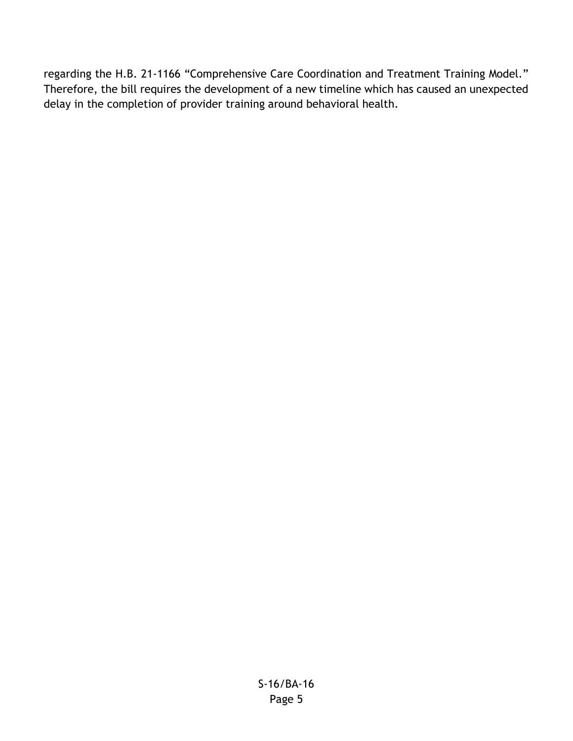regarding the H.B. 21-1166 "Comprehensive Care Coordination and Treatment Training Model." Therefore, the bill requires the development of a new timeline which has caused an unexpected delay in the completion of provider training around behavioral health.